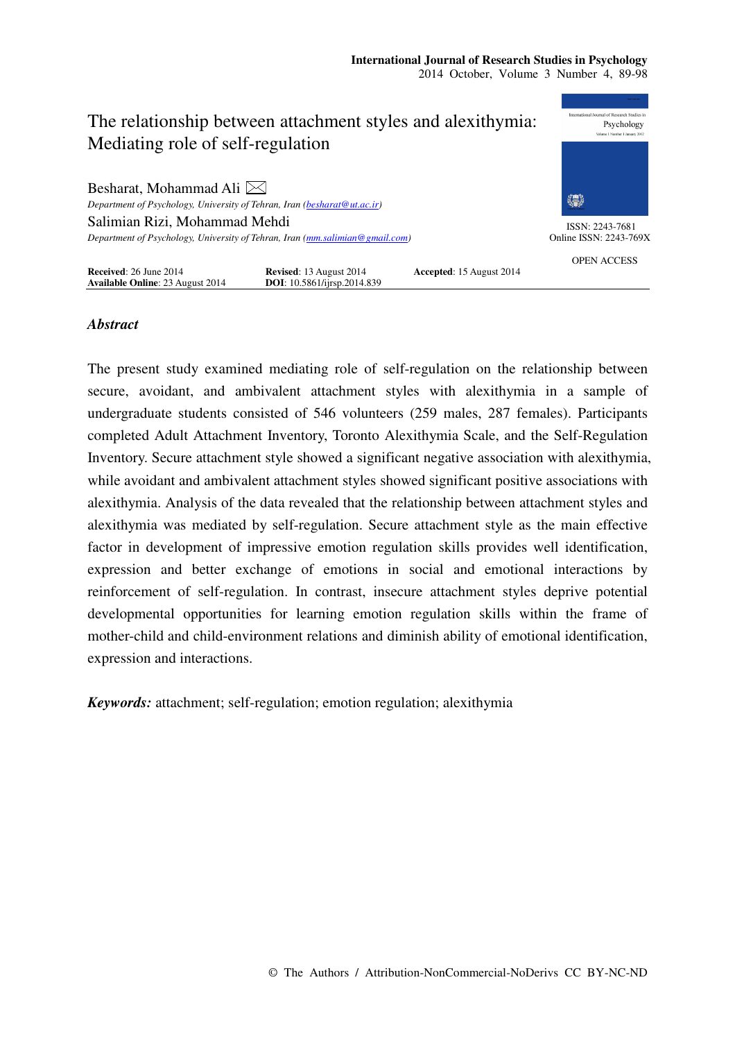# The relationship between attachment styles and alexithymia: Mediating role of self-regulation

Besharat, Mohammad Ali

*Department of Psychology, University of Tehran, Iran (besharat@ut.ac.ir)*

Salimian Rizi, Mohammad Mehdi

*Department of Psychology, University of Tehran, Iran (mm.salimian@gmail.com)*

ISSN: 2243-7681
Online ISSN: 2243-769X

OPEN ACCESS

**Received**: 26 June 2014 **Revised**: 13 August 2014 **Accepted**: 15 August 2014
**Available Online**: 23 August 2014 **DOI**: 10.5861/ijrsp.2014.839

## *Abstract*

The present study examined mediating role of self-regulation on the relationship between secure, avoidant, and ambivalent attachment styles with alexithymia in a sample of undergraduate students consisted of 546 volunteers (259 males, 287 females). Participants completed Adult Attachment Inventory, Toronto Alexithymia Scale, and the Self-Regulation Inventory. Secure attachment style showed a significant negative association with alexithymia, while avoidant and ambivalent attachment styles showed significant positive associations with alexithymia. Analysis of the data revealed that the relationship between attachment styles and alexithymia was mediated by self-regulation. Secure attachment style as the main effective factor in development of impressive emotion regulation skills provides well identification, expression and better exchange of emotions in social and emotional interactions by reinforcement of self-regulation. In contrast, insecure attachment styles deprive potential developmental opportunities for learning emotion regulation skills within the frame of mother-child and child-environment relations and diminish ability of emotional identification, expression and interactions.

***Keywords:*** attachment; self-regulation; emotion regulation; alexithymia

© The Authors / Attribution-NonCommercial-NoDerivs CC BY-NC-ND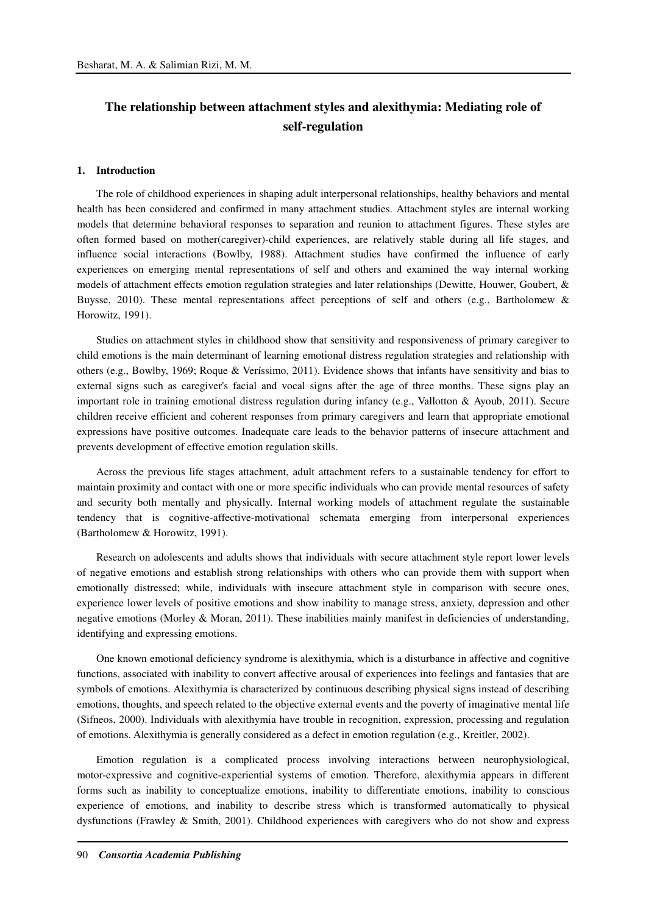# The relationship between attachment styles and alexithymia: Mediating role of self-regulation

## 1. Introduction

The role of childhood experiences in shaping adult interpersonal relationships, healthy behaviors and mental health has been considered and confirmed in many attachment studies. Attachment styles are internal working models that determine behavioral responses to separation and reunion to attachment figures. These styles are often formed based on mother(caregiver)-child experiences, are relatively stable during all life stages, and influence social interactions (Bowlby, 1988). Attachment studies have confirmed the influence of early experiences on emerging mental representations of self and others and examined the way internal working models of attachment effects emotion regulation strategies and later relationships (Dewitte, Houwer, Goubert, & Buysse, 2010). These mental representations affect perceptions of self and others (e.g., Bartholomew & Horowitz, 1991).

Studies on attachment styles in childhood show that sensitivity and responsiveness of primary caregiver to child emotions is the main determinant of learning emotional distress regulation strategies and relationship with others (e.g., Bowlby, 1969; Roque & Veríssimo, 2011). Evidence shows that infants have sensitivity and bias to external signs such as caregiver's facial and vocal signs after the age of three months. These signs play an important role in training emotional distress regulation during infancy (e.g., Vallotton & Ayoub, 2011). Secure children receive efficient and coherent responses from primary caregivers and learn that appropriate emotional expressions have positive outcomes. Inadequate care leads to the behavior patterns of insecure attachment and prevents development of effective emotion regulation skills.

Across the previous life stages attachment, adult attachment refers to a sustainable tendency for effort to maintain proximity and contact with one or more specific individuals who can provide mental resources of safety and security both mentally and physically. Internal working models of attachment regulate the sustainable tendency that is cognitive-affective-motivational schemata emerging from interpersonal experiences (Bartholomew & Horowitz, 1991).

Research on adolescents and adults shows that individuals with secure attachment style report lower levels of negative emotions and establish strong relationships with others who can provide them with support when emotionally distressed; while, individuals with insecure attachment style in comparison with secure ones, experience lower levels of positive emotions and show inability to manage stress, anxiety, depression and other negative emotions (Morley & Moran, 2011). These inabilities mainly manifest in deficiencies of understanding, identifying and expressing emotions.

One known emotional deficiency syndrome is alexithymia, which is a disturbance in affective and cognitive functions, associated with inability to convert affective arousal of experiences into feelings and fantasies that are symbols of emotions. Alexithymia is characterized by continuous describing physical signs instead of describing emotions, thoughts, and speech related to the objective external events and the poverty of imaginative mental life (Sifneos, 2000). Individuals with alexithymia have trouble in recognition, expression, processing and regulation of emotions. Alexithymia is generally considered as a defect in emotion regulation (e.g., Kreitler, 2002).

Emotion regulation is a complicated process involving interactions between neurophysiological, motor-expressive and cognitive-experiential systems of emotion. Therefore, alexithymia appears in different forms such as inability to conceptualize emotions, inability to differentiate emotions, inability to conscious experience of emotions, and inability to describe stress which is transformed automatically to physical dysfunctions (Frawley & Smith, 2001). Childhood experiences with caregivers who do not show and express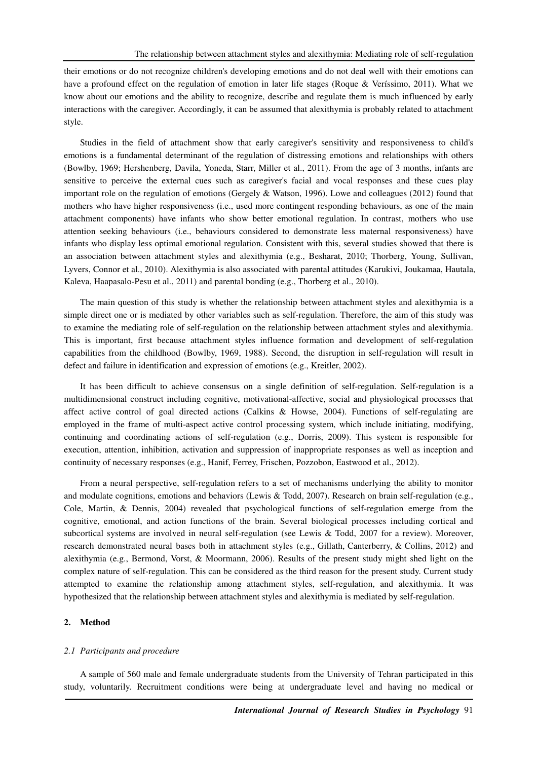their emotions or do not recognize children's developing emotions and do not deal well with their emotions can have a profound effect on the regulation of emotion in later life stages (Roque & Veríssimo, 2011). What we know about our emotions and the ability to recognize, describe and regulate them is much influenced by early interactions with the caregiver. Accordingly, it can be assumed that alexithymia is probably related to attachment style.

Studies in the field of attachment show that early caregiver's sensitivity and responsiveness to child's emotions is a fundamental determinant of the regulation of distressing emotions and relationships with others (Bowlby, 1969; Hershenberg, Davila, Yoneda, Starr, Miller et al., 2011). From the age of 3 months, infants are sensitive to perceive the external cues such as caregiver's facial and vocal responses and these cues play important role on the regulation of emotions (Gergely & Watson, 1996). Lowe and colleagues (2012) found that mothers who have higher responsiveness (i.e., used more contingent responding behaviours, as one of the main attachment components) have infants who show better emotional regulation. In contrast, mothers who use attention seeking behaviours (i.e., behaviours considered to demonstrate less maternal responsiveness) have infants who display less optimal emotional regulation. Consistent with this, several studies showed that there is an association between attachment styles and alexithymia (e.g., Besharat, 2010; Thorberg, Young, Sullivan, Lyvers, Connor et al., 2010). Alexithymia is also associated with parental attitudes (Karukivi, Joukamaa, Hautala, Kaleva, Haapasalo-Pesu et al., 2011) and parental bonding (e.g., Thorberg et al., 2010).

The main question of this study is whether the relationship between attachment styles and alexithymia is a simple direct one or is mediated by other variables such as self-regulation. Therefore, the aim of this study was to examine the mediating role of self-regulation on the relationship between attachment styles and alexithymia. This is important, first because attachment styles influence formation and development of self-regulation capabilities from the childhood (Bowlby, 1969, 1988). Second, the disruption in self-regulation will result in defect and failure in identification and expression of emotions (e.g., Kreitler, 2002).

It has been difficult to achieve consensus on a single definition of self-regulation. Self-regulation is a multidimensional construct including cognitive, motivational-affective, social and physiological processes that affect active control of goal directed actions (Calkins & Howse, 2004). Functions of self-regulating are employed in the frame of multi-aspect active control processing system, which include initiating, modifying, continuing and coordinating actions of self-regulation (e.g., Dorris, 2009). This system is responsible for execution, attention, inhibition, activation and suppression of inappropriate responses as well as inception and continuity of necessary responses (e.g., Hanif, Ferrey, Frischen, Pozzobon, Eastwood et al., 2012).

From a neural perspective, self-regulation refers to a set of mechanisms underlying the ability to monitor and modulate cognitions, emotions and behaviors (Lewis & Todd, 2007). Research on brain self-regulation (e.g., Cole, Martin, & Dennis, 2004) revealed that psychological functions of self-regulation emerge from the cognitive, emotional, and action functions of the brain. Several biological processes including cortical and subcortical systems are involved in neural self-regulation (see Lewis & Todd, 2007 for a review). Moreover, research demonstrated neural bases both in attachment styles (e.g., Gillath, Canterberry, & Collins, 2012) and alexithymia (e.g., Bermond, Vorst, & Moormann, 2006). Results of the present study might shed light on the complex nature of self-regulation. This can be considered as the third reason for the present study. Current study attempted to examine the relationship among attachment styles, self-regulation, and alexithymia. It was hypothesized that the relationship between attachment styles and alexithymia is mediated by self-regulation.

## 2. Method

### *2.1 Participants and procedure*

A sample of 560 male and female undergraduate students from the University of Tehran participated in this study, voluntarily. Recruitment conditions were being at undergraduate level and having no medical or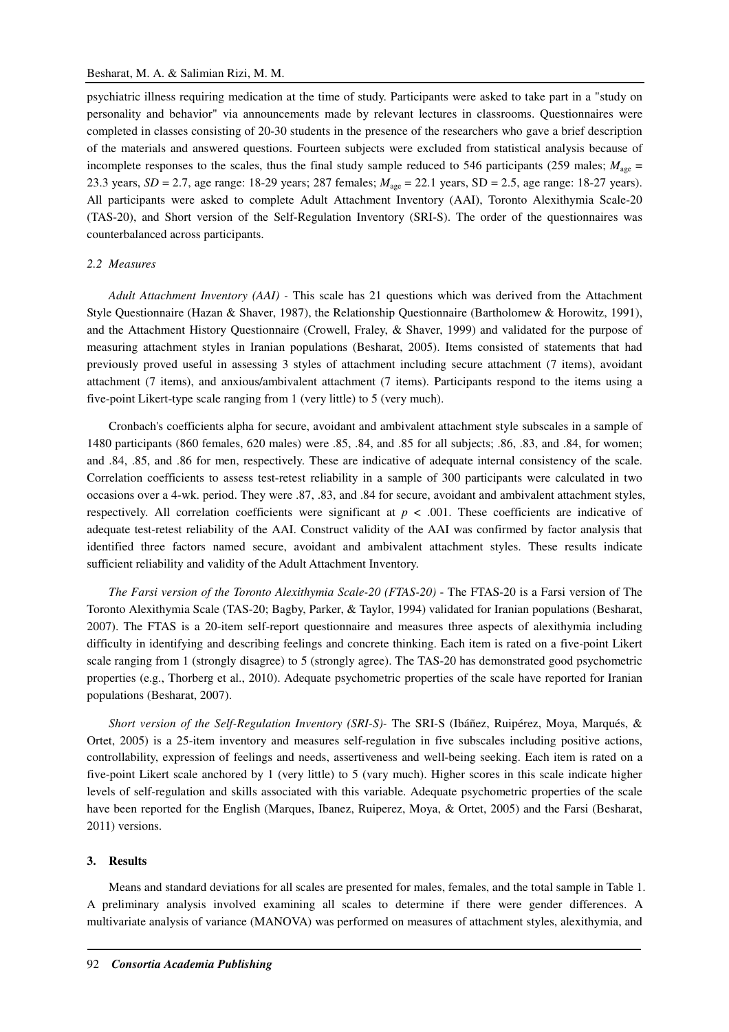psychiatric illness requiring medication at the time of study. Participants were asked to take part in a "study on personality and behavior" via announcements made by relevant lectures in classrooms. Questionnaires were completed in classes consisting of 20-30 students in the presence of the researchers who gave a brief description of the materials and answered questions. Fourteen subjects were excluded from statistical analysis because of incomplete responses to the scales, thus the final study sample reduced to 546 participants (259 males; $M_{age}$ = 23.3 years, *SD* = 2.7, age range: 18-29 years; 287 females; $M_{age}$ = 22.1 years, SD = 2.5, age range: 18-27 years). All participants were asked to complete Adult Attachment Inventory (AAI), Toronto Alexithymia Scale-20 (TAS-20), and Short version of the Self-Regulation Inventory (SRI-S). The order of the questionnaires was counterbalanced across participants.

### *2.2 Measures*

*Adult Attachment Inventory (AAI)* - This scale has 21 questions which was derived from the Attachment Style Questionnaire (Hazan & Shaver, 1987), the Relationship Questionnaire (Bartholomew & Horowitz, 1991), and the Attachment History Questionnaire (Crowell, Fraley, & Shaver, 1999) and validated for the purpose of measuring attachment styles in Iranian populations (Besharat, 2005). Items consisted of statements that had previously proved useful in assessing 3 styles of attachment including secure attachment (7 items), avoidant attachment (7 items), and anxious/ambivalent attachment (7 items). Participants respond to the items using a five-point Likert-type scale ranging from 1 (very little) to 5 (very much).

Cronbach's coefficients alpha for secure, avoidant and ambivalent attachment style subscales in a sample of 1480 participants (860 females, 620 males) were .85, .84, and .85 for all subjects; .86, .83, and .84, for women; and .84, .85, and .86 for men, respectively. These are indicative of adequate internal consistency of the scale. Correlation coefficients to assess test-retest reliability in a sample of 300 participants were calculated in two occasions over a 4-wk. period. They were .87, .83, and .84 for secure, avoidant and ambivalent attachment styles, respectively. All correlation coefficients were significant at $p < .001$. These coefficients are indicative of adequate test-retest reliability of the AAI. Construct validity of the AAI was confirmed by factor analysis that identified three factors named secure, avoidant and ambivalent attachment styles. These results indicate sufficient reliability and validity of the Adult Attachment Inventory.

*The Farsi version of the Toronto Alexithymia Scale-20 (FTAS-20)* - The FTAS-20 is a Farsi version of The Toronto Alexithymia Scale (TAS-20; Bagby, Parker, & Taylor, 1994) validated for Iranian populations (Besharat, 2007). The FTAS is a 20-item self-report questionnaire and measures three aspects of alexithymia including difficulty in identifying and describing feelings and concrete thinking. Each item is rated on a five-point Likert scale ranging from 1 (strongly disagree) to 5 (strongly agree). The TAS-20 has demonstrated good psychometric properties (e.g., Thorberg et al., 2010). Adequate psychometric properties of the scale have reported for Iranian populations (Besharat, 2007).

*Short version of the Self-Regulation Inventory (SRI-S)*- The SRI-S (Ibáñez, Ruipérez, Moya, Marqués, & Ortet, 2005) is a 25-item inventory and measures self-regulation in five subscales including positive actions, controllability, expression of feelings and needs, assertiveness and well-being seeking. Each item is rated on a five-point Likert scale anchored by 1 (very little) to 5 (vary much). Higher scores in this scale indicate higher levels of self-regulation and skills associated with this variable. Adequate psychometric properties of the scale have been reported for the English (Marques, Ibanez, Ruiperez, Moya, & Ortet, 2005) and the Farsi (Besharat, 2011) versions.

## 3. Results

Means and standard deviations for all scales are presented for males, females, and the total sample in Table 1. A preliminary analysis involved examining all scales to determine if there were gender differences. A multivariate analysis of variance (MANOVA) was performed on measures of attachment styles, alexithymia, and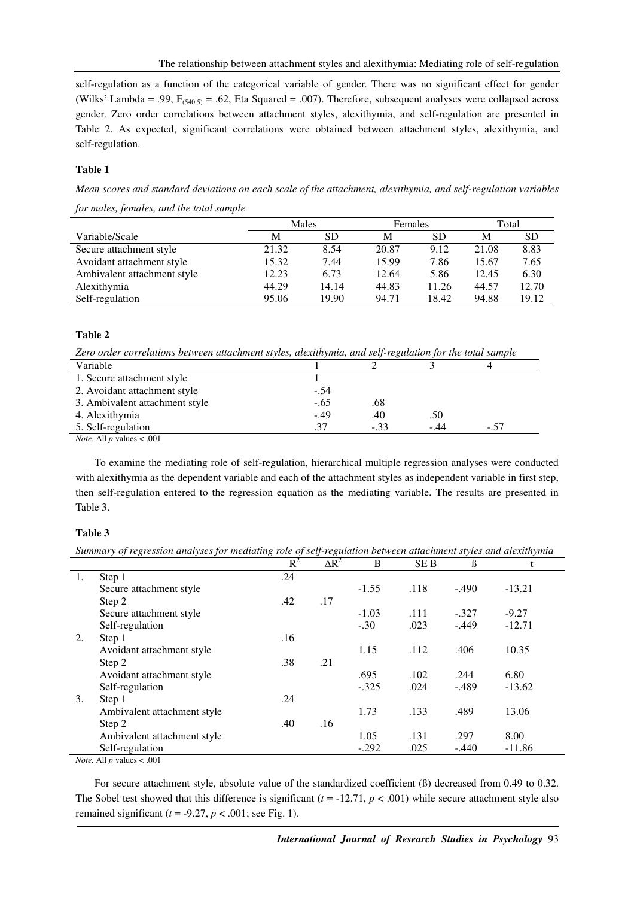self-regulation as a function of the categorical variable of gender. There was no significant effect for gender (Wilks' Lambda = .99, $F_{(540,5)}$ = .62, Eta Squared = .007). Therefore, subsequent analyses were collapsed across gender. Zero order correlations between attachment styles, alexithymia, and self-regulation are presented in Table 2. As expected, significant correlations were obtained between attachment styles, alexithymia, and self-regulation.

**Table 1**

*Mean scores and standard deviations on each scale of the attachment, alexithymia, and self-regulation variables for males, females, and the total sample*

| | Males | | Females | | Total | |
|---|---|---|---|---|---|---|
| Variable/Scale | M | SD | M | SD | M | SD |
| Secure attachment style | 21.32 | 8.54 | 20.87 | 9.12 | 21.08 | 8.83 |
| Avoidant attachment style | 15.32 | 7.44 | 15.99 | 7.86 | 15.67 | 7.65 |
| Ambivalent attachment style | 12.23 | 6.73 | 12.64 | 5.86 | 12.45 | 6.30 |
| Alexithymia | 44.29 | 14.14 | 44.83 | 11.26 | 44.57 | 12.70 |
| Self-regulation | 95.06 | 19.90 | 94.71 | 18.42 | 94.88 | 19.12 |

**Table 2**

*Zero order correlations between attachment styles, alexithymia, and self-regulation for the total sample*

| Variable | 1 | 2 | 3 | 4 |
|---|---|---|---|---|
| 1. Secure attachment style | 1 | | | |
| 2. Avoidant attachment style | -.54 | | | |
| 3. Ambivalent attachment style | -.65 | .68 | | |
| 4. Alexithymia | -.49 | .40 | .50 | |
| 5. Self-regulation | .37 | -.33 | -.44 | -.57 |

*Note*. All *p* values < .001

To examine the mediating role of self-regulation, hierarchical multiple regression analyses were conducted with alexithymia as the dependent variable and each of the attachment styles as independent variable in first step, then self-regulation entered to the regression equation as the mediating variable. The results are presented in Table 3.

**Table 3**

*Summary of regression analyses for mediating role of self-regulation between attachment styles and alexithymia*

| | | $R^2$ | $\Delta R^2$ | B | SE B | ß | t |
|---|---|---|---|---|---|---|---|
| 1. | Step 1 | .24 | | | | | |
| | Secure attachment style | | | -1.55 | .118 | -.490 | -13.21 |
| | Step 2 | .42 | .17 | | | | |
| | Secure attachment style | | | -1.03 | .111 | -.327 | -9.27 |
| | Self-regulation | | | -.30 | .023 | -.449 | -12.71 |
| 2. | Step 1 | .16 | | | | | |
| | Avoidant attachment style | | | 1.15 | .112 | .406 | 10.35 |
| | Step 2 | .38 | .21 | | | | |
| | Avoidant attachment style | | | .695 | .102 | .244 | 6.80 |
| | Self-regulation | | | -.325 | .024 | -.489 | -13.62 |
| 3. | Step 1 | .24 | | | | | |
| | Ambivalent attachment style | | | 1.73 | .133 | .489 | 13.06 |
| | Step 2 | .40 | .16 | | | | |
| | Ambivalent attachment style | | | 1.05 | .131 | .297 | 8.00 |
| | Self-regulation | | | -.292 | .025 | -.440 | -11.86 |

*Note.* All *p* values < .001

For secure attachment style, absolute value of the standardized coefficient (ß) decreased from 0.49 to 0.32. The Sobel test showed that this difference is significant ($t$ = -12.71, $p$ < .001) while secure attachment style also remained significant ($t$ = -9.27, $p$ < .001; see Fig. 1).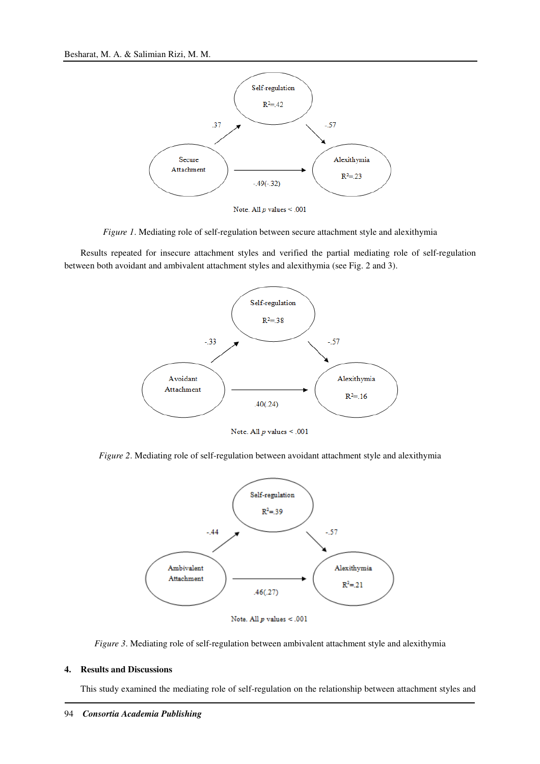Note. All $p$ values < .001

*Figure 1*. Mediating role of self-regulation between secure attachment style and alexithymia

Results repeated for insecure attachment styles and verified the partial mediating role of self-regulation between both avoidant and ambivalent attachment styles and alexithymia (see Fig. 2 and 3).

Note. All $p$ values < .001

*Figure 2*. Mediating role of self-regulation between avoidant attachment style and alexithymia

Note. All $p$ values < .001

*Figure 3*. Mediating role of self-regulation between ambivalent attachment style and alexithymia

## 4. Results and Discussions

This study examined the mediating role of self-regulation on the relationship between attachment styles and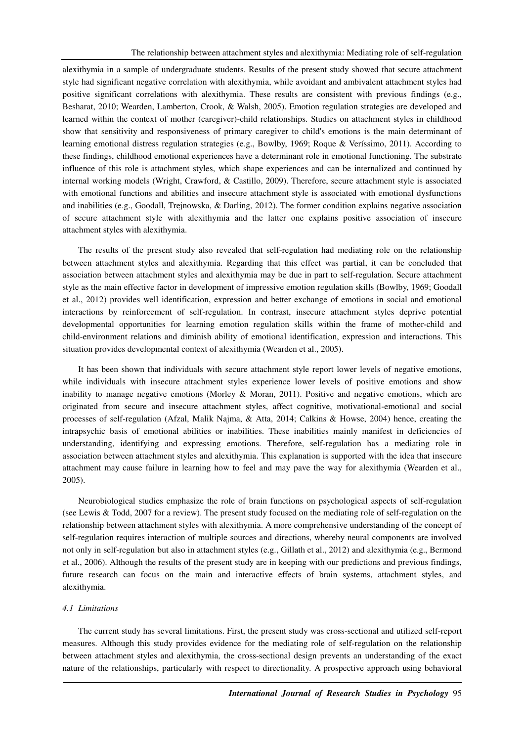alexithymia in a sample of undergraduate students. Results of the present study showed that secure attachment style had significant negative correlation with alexithymia, while avoidant and ambivalent attachment styles had positive significant correlations with alexithymia. These results are consistent with previous findings (e.g., Besharat, 2010; Wearden, Lamberton, Crook, & Walsh, 2005). Emotion regulation strategies are developed and learned within the context of mother (caregiver)-child relationships. Studies on attachment styles in childhood show that sensitivity and responsiveness of primary caregiver to child's emotions is the main determinant of learning emotional distress regulation strategies (e.g., Bowlby, 1969; Roque & Veríssimo, 2011). According to these findings, childhood emotional experiences have a determinant role in emotional functioning. The substrate influence of this role is attachment styles, which shape experiences and can be internalized and continued by internal working models (Wright, Crawford, & Castillo, 2009). Therefore, secure attachment style is associated with emotional functions and abilities and insecure attachment style is associated with emotional dysfunctions and inabilities (e.g., Goodall, Trejnowska, & Darling, 2012). The former condition explains negative association of secure attachment style with alexithymia and the latter one explains positive association of insecure attachment styles with alexithymia.

The results of the present study also revealed that self-regulation had mediating role on the relationship between attachment styles and alexithymia. Regarding that this effect was partial, it can be concluded that association between attachment styles and alexithymia may be due in part to self-regulation. Secure attachment style as the main effective factor in development of impressive emotion regulation skills (Bowlby, 1969; Goodall et al., 2012) provides well identification, expression and better exchange of emotions in social and emotional interactions by reinforcement of self-regulation. In contrast, insecure attachment styles deprive potential developmental opportunities for learning emotion regulation skills within the frame of mother-child and child-environment relations and diminish ability of emotional identification, expression and interactions. This situation provides developmental context of alexithymia (Wearden et al., 2005).

It has been shown that individuals with secure attachment style report lower levels of negative emotions, while individuals with insecure attachment styles experience lower levels of positive emotions and show inability to manage negative emotions (Morley & Moran, 2011). Positive and negative emotions, which are originated from secure and insecure attachment styles, affect cognitive, motivational-emotional and social processes of self-regulation (Afzal, Malik Najma, & Atta, 2014; Calkins & Howse, 2004) hence, creating the intrapsychic basis of emotional abilities or inabilities. These inabilities mainly manifest in deficiencies of understanding, identifying and expressing emotions. Therefore, self-regulation has a mediating role in association between attachment styles and alexithymia. This explanation is supported with the idea that insecure attachment may cause failure in learning how to feel and may pave the way for alexithymia (Wearden et al., 2005).

Neurobiological studies emphasize the role of brain functions on psychological aspects of self-regulation (see Lewis & Todd, 2007 for a review). The present study focused on the mediating role of self-regulation on the relationship between attachment styles with alexithymia. A more comprehensive understanding of the concept of self-regulation requires interaction of multiple sources and directions, whereby neural components are involved not only in self-regulation but also in attachment styles (e.g., Gillath et al., 2012) and alexithymia (e.g., Bermond et al., 2006). Although the results of the present study are in keeping with our predictions and previous findings, future research can focus on the main and interactive effects of brain systems, attachment styles, and alexithymia.

### *4.1 Limitations*

The current study has several limitations. First, the present study was cross-sectional and utilized self-report measures. Although this study provides evidence for the mediating role of self-regulation on the relationship between attachment styles and alexithymia, the cross-sectional design prevents an understanding of the exact nature of the relationships, particularly with respect to directionality. A prospective approach using behavioral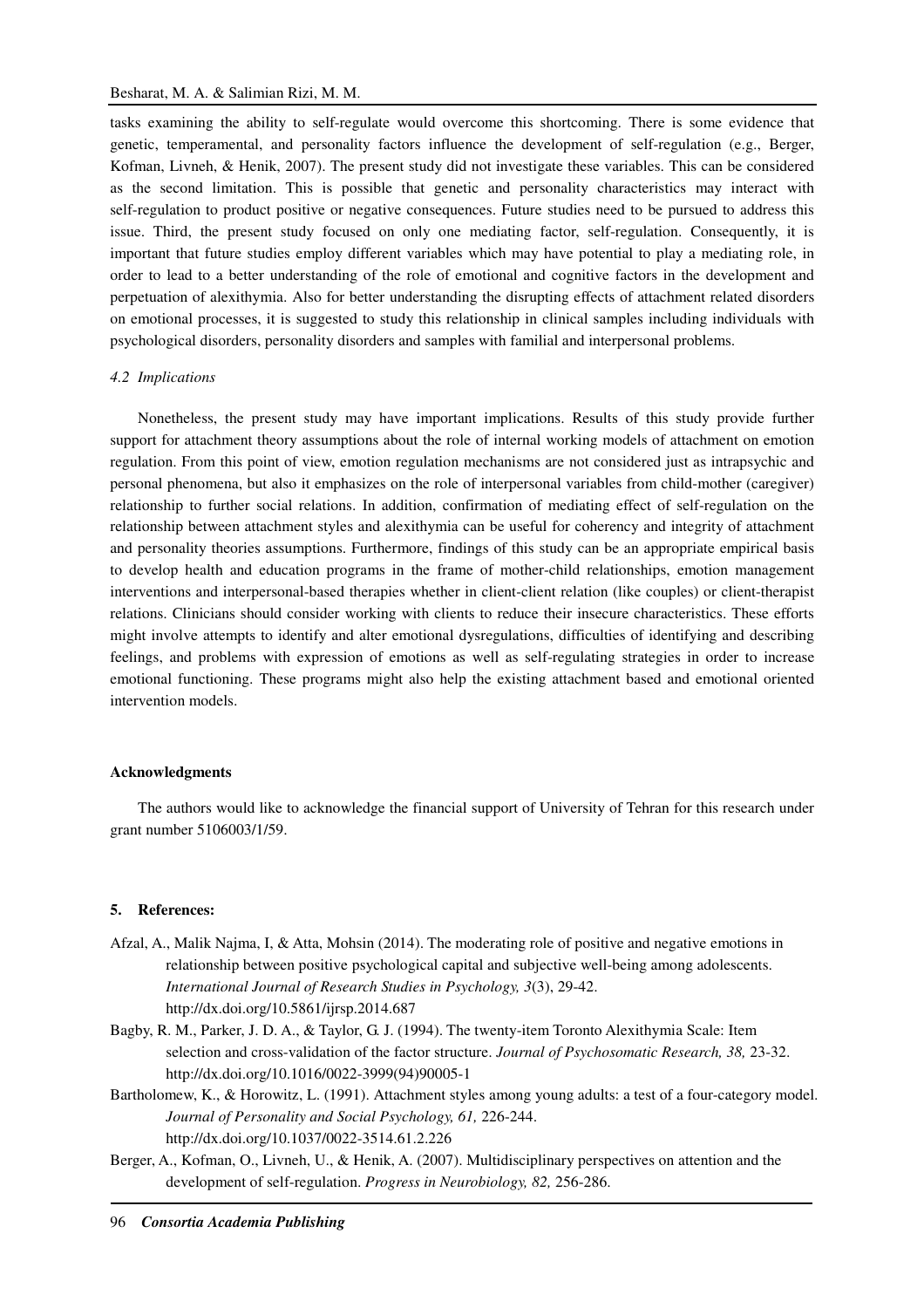tasks examining the ability to self-regulate would overcome this shortcoming. There is some evidence that genetic, temperamental, and personality factors influence the development of self-regulation (e.g., Berger, Kofman, Livneh, & Henik, 2007). The present study did not investigate these variables. This can be considered as the second limitation. This is possible that genetic and personality characteristics may interact with self-regulation to product positive or negative consequences. Future studies need to be pursued to address this issue. Third, the present study focused on only one mediating factor, self-regulation. Consequently, it is important that future studies employ different variables which may have potential to play a mediating role, in order to lead to a better understanding of the role of emotional and cognitive factors in the development and perpetuation of alexithymia. Also for better understanding the disrupting effects of attachment related disorders on emotional processes, it is suggested to study this relationship in clinical samples including individuals with psychological disorders, personality disorders and samples with familial and interpersonal problems.

### *4.2 Implications*

Nonetheless, the present study may have important implications. Results of this study provide further support for attachment theory assumptions about the role of internal working models of attachment on emotion regulation. From this point of view, emotion regulation mechanisms are not considered just as intrapsychic and personal phenomena, but also it emphasizes on the role of interpersonal variables from child-mother (caregiver) relationship to further social relations. In addition, confirmation of mediating effect of self-regulation on the relationship between attachment styles and alexithymia can be useful for coherency and integrity of attachment and personality theories assumptions. Furthermore, findings of this study can be an appropriate empirical basis to develop health and education programs in the frame of mother-child relationships, emotion management interventions and interpersonal-based therapies whether in client-client relation (like couples) or client-therapist relations. Clinicians should consider working with clients to reduce their insecure characteristics. These efforts might involve attempts to identify and alter emotional dysregulations, difficulties of identifying and describing feelings, and problems with expression of emotions as well as self-regulating strategies in order to increase emotional functioning. These programs might also help the existing attachment based and emotional oriented intervention models.

### Acknowledgments

The authors would like to acknowledge the financial support of University of Tehran for this research under grant number 5106003/1/59.

## 5. References:

Afzal, A., Malik Najma, I, & Atta, Mohsin (2014). The moderating role of positive and negative emotions in relationship between positive psychological capital and subjective well-being among adolescents. *International Journal of Research Studies in Psychology, 3*(3), 29-42. http://dx.doi.org/10.5861/ijrsp.2014.687

Bagby, R. M., Parker, J. D. A., & Taylor, G. J. (1994). The twenty-item Toronto Alexithymia Scale: Item selection and cross-validation of the factor structure. *Journal of Psychosomatic Research, 38,* 23-32. http://dx.doi.org/10.1016/0022-3999(94)90005-1

Bartholomew, K., & Horowitz, L. (1991). Attachment styles among young adults: a test of a four-category model. *Journal of Personality and Social Psychology, 61,* 226-244. http://dx.doi.org/10.1037/0022-3514.61.2.226

Berger, A., Kofman, O., Livneh, U., & Henik, A. (2007). Multidisciplinary perspectives on attention and the development of self-regulation. *Progress in Neurobiology, 82,* 256-286.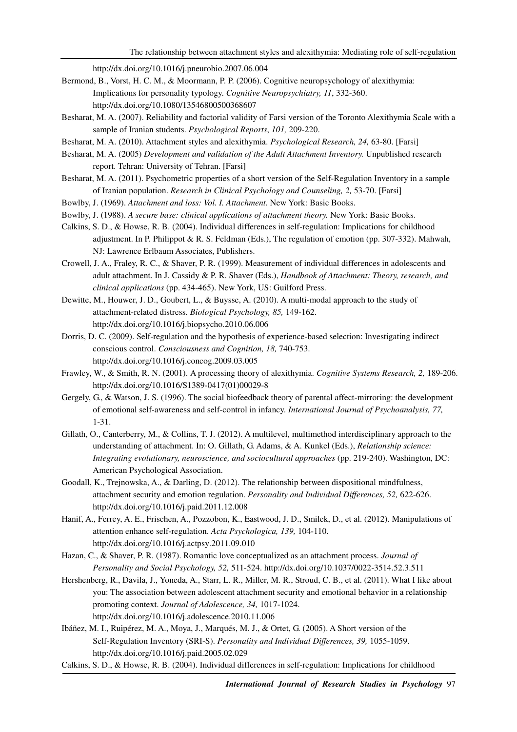http://dx.doi.org/10.1016/j.pneurobio.2007.06.004

Bermond, B., Vorst, H. C. M., & Moormann, P. P. (2006). Cognitive neuropsychology of alexithymia: Implications for personality typology. *Cognitive Neuropsychiatry, 11*, 332-360. http://dx.doi.org/10.1080/13546800500368607

Besharat, M. A. (2007). Reliability and factorial validity of Farsi version of the Toronto Alexithymia Scale with a sample of Iranian students. *Psychological Reports*, *101,* 209-220.

Besharat, M. A. (2010). Attachment styles and alexithymia. *Psychological Research, 24,* 63-80. [Farsi]

Besharat, M. A. (2005) *Development and validation of the Adult Attachment Inventory.* Unpublished research report. Tehran: University of Tehran. [Farsi]

Besharat, M. A. (2011). Psychometric properties of a short version of the Self-Regulation Inventory in a sample of Iranian population. *Research in Clinical Psychology and Counseling, 2,* 53-70. [Farsi]

Bowlby, J. (1969). *Attachment and loss: Vol. I. Attachment.* New York: Basic Books.

Bowlby, J. (1988). *A secure base: clinical applications of attachment theory.* New York: Basic Books.

Calkins, S. D., & Howse, R. B. (2004). Individual differences in self-regulation: Implications for childhood adjustment. In P. Philippot & R. S. Feldman (Eds.), The regulation of emotion (pp. 307-332). Mahwah, NJ: Lawrence Erlbaum Associates, Publishers.

Crowell, J. A., Fraley, R. C., & Shaver, P. R. (1999). Measurement of individual differences in adolescents and adult attachment. In J. Cassidy & P. R. Shaver (Eds.), *Handbook of Attachment: Theory, research, and clinical applications* (pp. 434-465). New York, US: Guilford Press.

Dewitte, M., Houwer, J. D., Goubert, L., & Buysse, A. (2010). A multi-modal approach to the study of attachment-related distress. *Biological Psychology, 85,* 149-162. http://dx.doi.org/10.1016/j.biopsycho.2010.06.006

Dorris, D. C. (2009). Self-regulation and the hypothesis of experience-based selection: Investigating indirect conscious control. *Consciousness and Cognition, 18,* 740-753. http://dx.doi.org/10.1016/j.concog.2009.03.005

Frawley, W., & Smith, R. N. (2001). A processing theory of alexithymia. *Cognitive Systems Research, 2,* 189-206. http://dx.doi.org/10.1016/S1389-0417(01)00029-8

Gergely, G., & Watson, J. S. (1996). The social biofeedback theory of parental affect-mirroring: the development of emotional self-awareness and self-control in infancy. *International Journal of Psychoanalysis, 77,* 1-31.

Gillath, O., Canterberry, M., & Collins, T. J. (2012). A multilevel, multimethod interdisciplinary approach to the understanding of attachment. In: O. Gillath, G. Adams, & A. Kunkel (Eds.), *Relationship science: Integrating evolutionary, neuroscience, and sociocultural approaches* (pp. 219-240). Washington, DC: American Psychological Association.

Goodall, K., Trejnowska, A., & Darling, D. (2012). The relationship between dispositional mindfulness, attachment security and emotion regulation. *Personality and Individual Differences, 52,* 622-626. http://dx.doi.org/10.1016/j.paid.2011.12.008

Hanif, A., Ferrey, A. E., Frischen, A., Pozzobon, K., Eastwood, J. D., Smilek, D., et al. (2012). Manipulations of attention enhance self-regulation. *Acta Psychologica, 139,* 104-110. http://dx.doi.org/10.1016/j.actpsy.2011.09.010

Hazan, C., & Shaver, P. R. (1987). Romantic love conceptualized as an attachment process. *Journal of Personality and Social Psychology, 52,* 511-524. http://dx.doi.org/10.1037/0022-3514.52.3.511

Hershenberg, R., Davila, J., Yoneda, A., Starr, L. R., Miller, M. R., Stroud, C. B., et al. (2011). What I like about you: The association between adolescent attachment security and emotional behavior in a relationship promoting context. *Journal of Adolescence, 34,* 1017-1024. http://dx.doi.org/10.1016/j.adolescence.2010.11.006

Ibáñez, M. I., Ruipérez, M. A., Moya, J., Marqués, M. J., & Ortet, G. (2005). A Short version of the Self-Regulation Inventory (SRI-S). *Personality and Individual Differences, 39,* 1055-1059. http://dx.doi.org/10.1016/j.paid.2005.02.029

Calkins, S. D., & Howse, R. B. (2004). Individual differences in self-regulation: Implications for childhood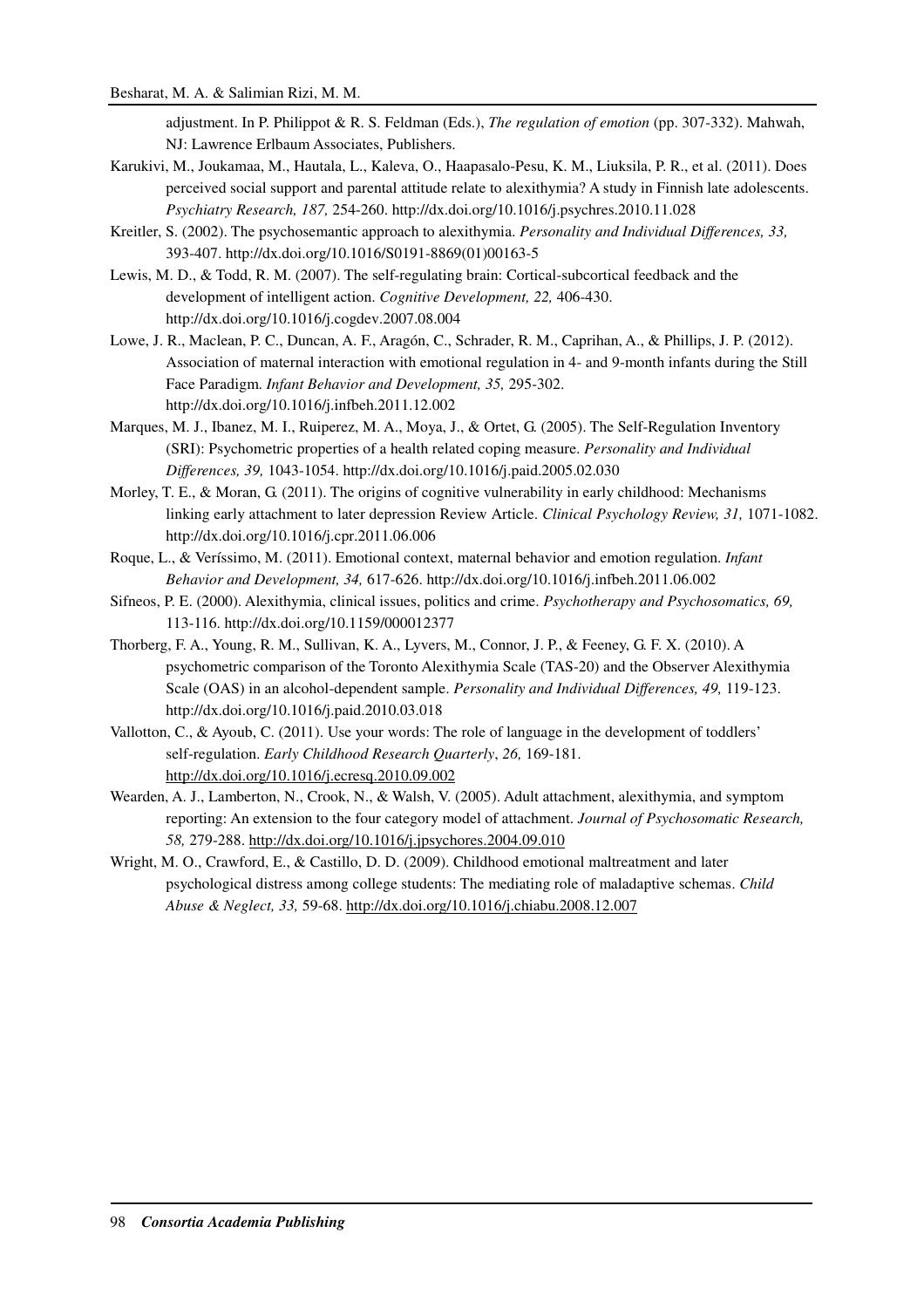adjustment. In P. Philippot & R. S. Feldman (Eds.), *The regulation of emotion* (pp. 307-332). Mahwah, NJ: Lawrence Erlbaum Associates, Publishers.

Karukivi, M., Joukamaa, M., Hautala, L., Kaleva, O., Haapasalo-Pesu, K. M., Liuksila, P. R., et al. (2011). Does perceived social support and parental attitude relate to alexithymia? A study in Finnish late adolescents. *Psychiatry Research, 187,* 254-260. http://dx.doi.org/10.1016/j.psychres.2010.11.028

Kreitler, S. (2002). The psychosemantic approach to alexithymia. *Personality and Individual Differences, 33,* 393-407. http://dx.doi.org/10.1016/S0191-8869(01)00163-5

Lewis, M. D., & Todd, R. M. (2007). The self-regulating brain: Cortical-subcortical feedback and the development of intelligent action. *Cognitive Development, 22,* 406-430. http://dx.doi.org/10.1016/j.cogdev.2007.08.004

Lowe, J. R., Maclean, P. C., Duncan, A. F., Aragón, C., Schrader, R. M., Caprihan, A., & Phillips, J. P. (2012). Association of maternal interaction with emotional regulation in 4- and 9-month infants during the Still Face Paradigm. *Infant Behavior and Development, 35,* 295-302. http://dx.doi.org/10.1016/j.infbeh.2011.12.002

Marques, M. J., Ibanez, M. I., Ruiperez, M. A., Moya, J., & Ortet, G. (2005). The Self-Regulation Inventory (SRI): Psychometric properties of a health related coping measure. *Personality and Individual Differences, 39,* 1043-1054. http://dx.doi.org/10.1016/j.paid.2005.02.030

Morley, T. E., & Moran, G. (2011). The origins of cognitive vulnerability in early childhood: Mechanisms linking early attachment to later depression Review Article. *Clinical Psychology Review, 31,* 1071-1082. http://dx.doi.org/10.1016/j.cpr.2011.06.006

Roque, L., & Veríssimo, M. (2011). Emotional context, maternal behavior and emotion regulation. *Infant Behavior and Development, 34,* 617-626. http://dx.doi.org/10.1016/j.infbeh.2011.06.002

Sifneos, P. E. (2000). Alexithymia, clinical issues, politics and crime. *Psychotherapy and Psychosomatics, 69,* 113-116. http://dx.doi.org/10.1159/000012377

Thorberg, F. A., Young, R. M., Sullivan, K. A., Lyvers, M., Connor, J. P., & Feeney, G. F. X. (2010). A psychometric comparison of the Toronto Alexithymia Scale (TAS-20) and the Observer Alexithymia Scale (OAS) in an alcohol-dependent sample. *Personality and Individual Differences, 49,* 119-123. http://dx.doi.org/10.1016/j.paid.2010.03.018

Vallotton, C., & Ayoub, C. (2011). Use your words: The role of language in the development of toddlers' self-regulation. *Early Childhood Research Quarterly*, *26,* 169-181. http://dx.doi.org/10.1016/j.ecresq.2010.09.002

Wearden, A. J., Lamberton, N., Crook, N., & Walsh, V. (2005). Adult attachment, alexithymia, and symptom reporting: An extension to the four category model of attachment. *Journal of Psychosomatic Research, 58,* 279-288. http://dx.doi.org/10.1016/j.jpsychores.2004.09.010

Wright, M. O., Crawford, E., & Castillo, D. D. (2009). Childhood emotional maltreatment and later psychological distress among college students: The mediating role of maladaptive schemas. *Child Abuse & Neglect, 33,* 59-68. http://dx.doi.org/10.1016/j.chiabu.2008.12.007